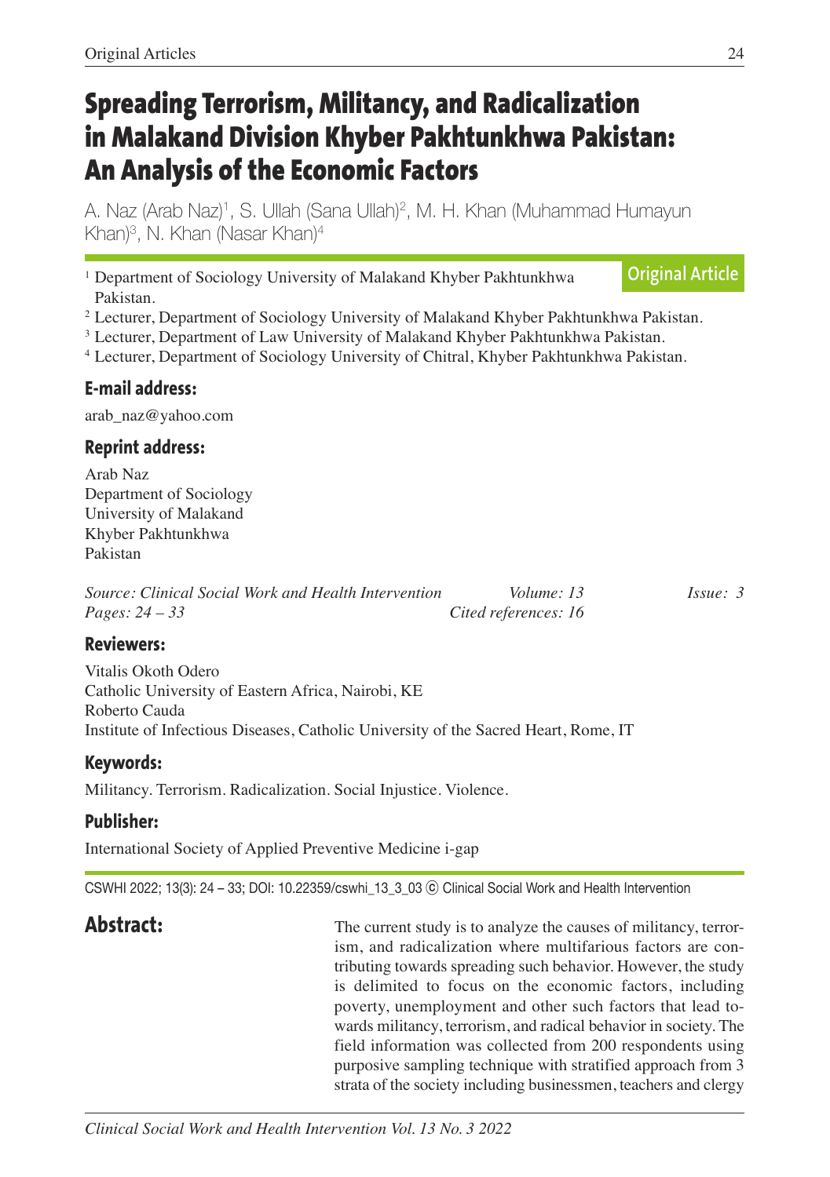Original Articles

# Spreading Terrorism, Militancy, and Radicalization in Malakand Division Khyber Pakhtunkhwa Pakistan: An Analysis of the Economic Factors

A. Naz (Arab Naz)[1], S. Ullah (Sana Ullah)[2], M. H. Khan (Muhammad Humayun Khan)[3], N. Khan (Nasar Khan)[4]

**Original Article**

[1] Department of Sociology University of Malakand Khyber Pakhtunkhwa Pakistan.

[2] Lecturer, Department of Sociology University of Malakand Khyber Pakhtunkhwa Pakistan.

[3] Lecturer, Department of Law University of Malakand Khyber Pakhtunkhwa Pakistan.

[4] Lecturer, Department of Sociology University of Chitral, Khyber Pakhtunkhwa Pakistan.

### E-mail address:

arab_naz@yahoo.com

### Reprint address:

Arab Naz
Department of Sociology
University of Malakand
Khyber Pakhtunkhwa
Pakistan

*Source: Clinical Social Work and Health Intervention* *Volume: 13* *Issue: 3*
*Pages: 24 – 33* *Cited references: 16*

### Reviewers:

Vitalis Okoth Odero
Catholic University of Eastern Africa, Nairobi, KE
Roberto Cauda
Institute of Infectious Diseases, Catholic University of the Sacred Heart, Rome, IT

### Keywords:

Militancy. Terrorism. Radicalization. Social Injustice. Violence.

### Publisher:

International Society of Applied Preventive Medicine i-gap

CSWHI 2022; 13(3): 24 – 33; DOI: 10.22359/cswhi_13_3_03 © Clinical Social Work and Health Intervention

## Abstract:

The current study is to analyze the causes of militancy, terrorism, and radicalization where multifarious factors are contributing towards spreading such behavior. However, the study is delimited to focus on the economic factors, including poverty, unemployment and other such factors that lead towards militancy, terrorism, and radical behavior in society. The field information was collected from 200 respondents using purposive sampling technique with stratified approach from 3 strata of the society including businessmen, teachers and clergy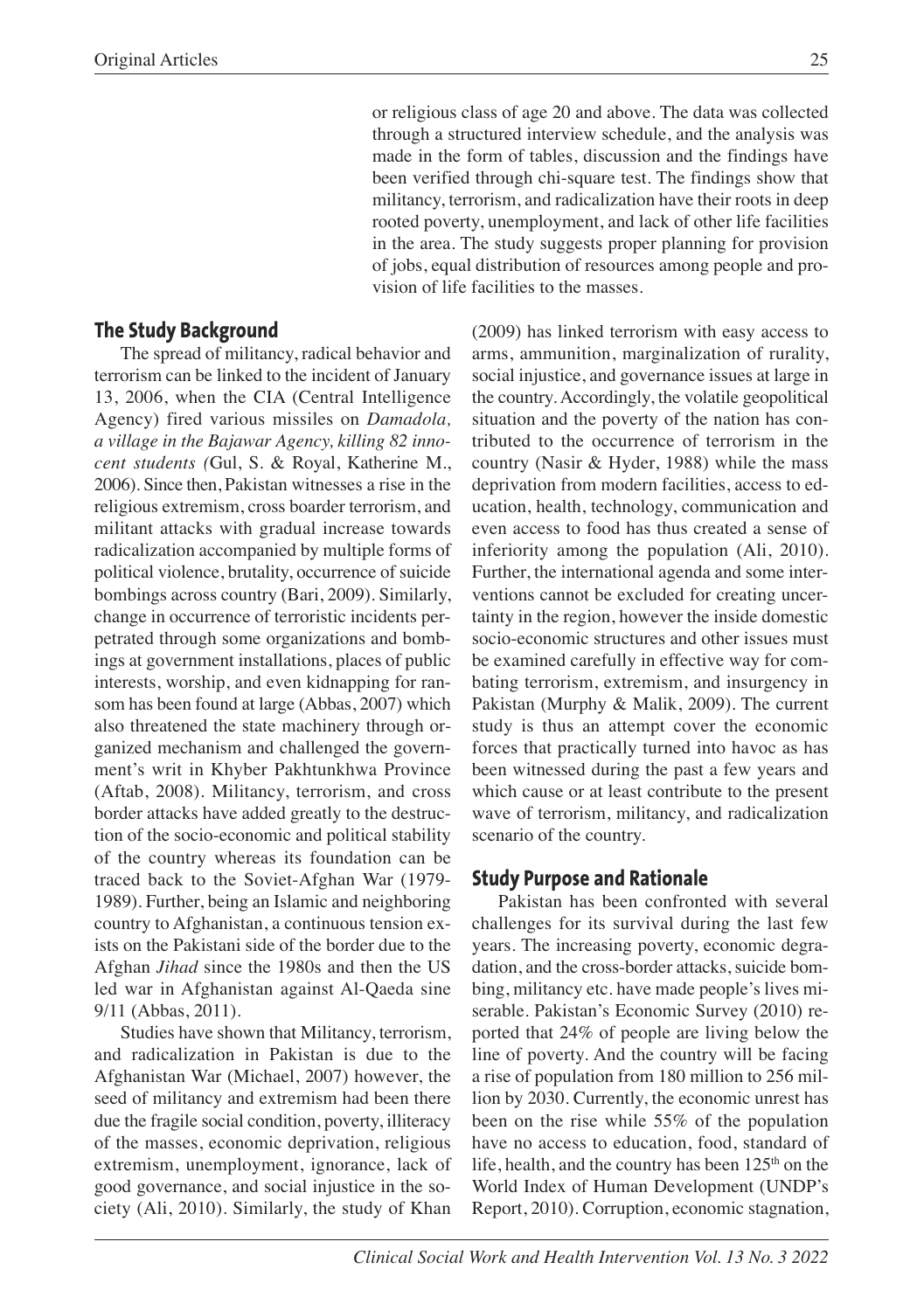or religious class of age 20 and above. The data was collected through a structured interview schedule, and the analysis was made in the form of tables, discussion and the findings have been verified through chi-square test. The findings show that militancy, terrorism, and radicalization have their roots in deep rooted poverty, unemployment, and lack of other life facilities in the area. The study suggests proper planning for provision of jobs, equal distribution of resources among people and provision of life facilities to the masses.

## The Study Background

The spread of militancy, radical behavior and terrorism can be linked to the incident of January 13, 2006, when the CIA (Central Intelligence Agency) fired various missiles on *Damadola, a village in the Bajawar Agency, killing 82 innocent students (*Gul, S. & Royal, Katherine M., 2006). Since then, Pakistan witnesses a rise in the religious extremism, cross boarder terrorism, and militant attacks with gradual increase towards radicalization accompanied by multiple forms of political violence, brutality, occurrence of suicide bombings across country (Bari, 2009). Similarly, change in occurrence of terroristic incidents perpetrated through some organizations and bombings at government installations, places of public interests, worship, and even kidnapping for ransom has been found at large (Abbas, 2007) which also threatened the state machinery through organized mechanism and challenged the government's writ in Khyber Pakhtunkhwa Province (Aftab, 2008). Militancy, terrorism, and cross border attacks have added greatly to the destruction of the socio-economic and political stability of the country whereas its foundation can be traced back to the Soviet-Afghan War (1979-1989). Further, being an Islamic and neighboring country to Afghanistan, a continuous tension exists on the Pakistani side of the border due to the Afghan *Jihad* since the 1980s and then the US led war in Afghanistan against Al-Qaeda sine 9/11 (Abbas, 2011).

Studies have shown that Militancy, terrorism, and radicalization in Pakistan is due to the Afghanistan War (Michael, 2007) however, the seed of militancy and extremism had been there due the fragile social condition, poverty, illiteracy of the masses, economic deprivation, religious extremism, unemployment, ignorance, lack of good governance, and social injustice in the society (Ali, 2010). Similarly, the study of Khan (2009) has linked terrorism with easy access to arms, ammunition, marginalization of rurality, social injustice, and governance issues at large in the country. Accordingly, the volatile geopolitical situation and the poverty of the nation has contributed to the occurrence of terrorism in the country (Nasir & Hyder, 1988) while the mass deprivation from modern facilities, access to education, health, technology, communication and even access to food has thus created a sense of inferiority among the population (Ali, 2010). Further, the international agenda and some interventions cannot be excluded for creating uncertainty in the region, however the inside domestic socio-economic structures and other issues must be examined carefully in effective way for combating terrorism, extremism, and insurgency in Pakistan (Murphy & Malik, 2009). The current study is thus an attempt cover the economic forces that practically turned into havoc as has been witnessed during the past a few years and which cause or at least contribute to the present wave of terrorism, militancy, and radicalization scenario of the country.

## Study Purpose and Rationale

Pakistan has been confronted with several challenges for its survival during the last few years. The increasing poverty, economic degradation, and the cross-border attacks, suicide bombing, militancy etc. have made people's lives miserable. Pakistan's Economic Survey (2010) reported that 24% of people are living below the line of poverty. And the country will be facing a rise of population from 180 million to 256 million by 2030. Currently, the economic unrest has been on the rise while 55% of the population have no access to education, food, standard of life, health, and the country has been 125th on the World Index of Human Development (UNDP's Report, 2010). Corruption, economic stagnation,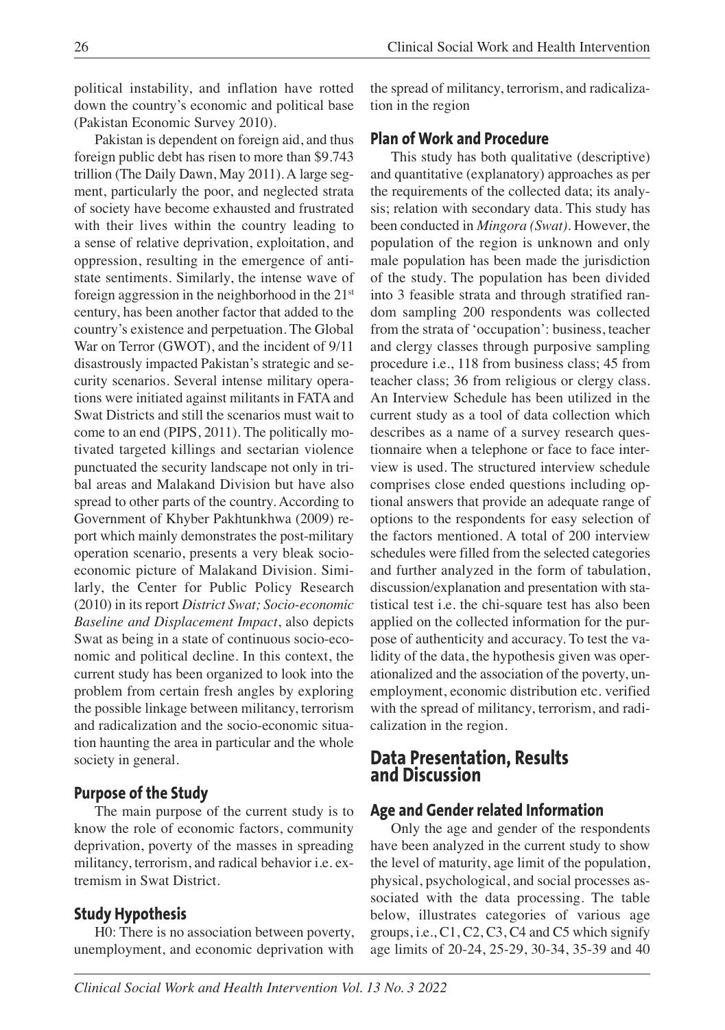political instability, and inflation have rotted down the country's economic and political base (Pakistan Economic Survey 2010).

Pakistan is dependent on foreign aid, and thus foreign public debt has risen to more than $9.743 trillion (The Daily Dawn, May 2011). A large segment, particularly the poor, and neglected strata of society have become exhausted and frustrated with their lives within the country leading to a sense of relative deprivation, exploitation, and oppression, resulting in the emergence of anti-state sentiments. Similarly, the intense wave of foreign aggression in the neighborhood in the 21st century, has been another factor that added to the country's existence and perpetuation. The Global War on Terror (GWOT), and the incident of 9/11 disastrously impacted Pakistan's strategic and security scenarios. Several intense military operations were initiated against militants in FATA and Swat Districts and still the scenarios must wait to come to an end (PIPS, 2011). The politically motivated targeted killings and sectarian violence punctuated the security landscape not only in tribal areas and Malakand Division but have also spread to other parts of the country. According to Government of Khyber Pakhtunkhwa (2009) report which mainly demonstrates the post-military operation scenario, presents a very bleak socio-economic picture of Malakand Division. Similarly, the Center for Public Policy Research (2010) in its report *District Swat; Socio-economic Baseline and Displacement Impact*, also depicts Swat as being in a state of continuous socio-economic and political decline. In this context, the current study has been organized to look into the problem from certain fresh angles by exploring the possible linkage between militancy, terrorism and radicalization and the socio-economic situation haunting the area in particular and the whole society in general.

## Purpose of the Study

The main purpose of the current study is to know the role of economic factors, community deprivation, poverty of the masses in spreading militancy, terrorism, and radical behavior i.e. extremism in Swat District.

## Study Hypothesis

H0: There is no association between poverty, unemployment, and economic deprivation with the spread of militancy, terrorism, and radicalization in the region

## Plan of Work and Procedure

This study has both qualitative (descriptive) and quantitative (explanatory) approaches as per the requirements of the collected data; its analysis; relation with secondary data. This study has been conducted in *Mingora (Swat)*. However, the population of the region is unknown and only male population has been made the jurisdiction of the study. The population has been divided into 3 feasible strata and through stratified random sampling 200 respondents was collected from the strata of 'occupation': business, teacher and clergy classes through purposive sampling procedure i.e., 118 from business class; 45 from teacher class; 36 from religious or clergy class. An Interview Schedule has been utilized in the current study as a tool of data collection which describes as a name of a survey research questionnaire when a telephone or face to face interview is used. The structured interview schedule comprises close ended questions including optional answers that provide an adequate range of options to the respondents for easy selection of the factors mentioned. A total of 200 interview schedules were filled from the selected categories and further analyzed in the form of tabulation, discussion/explanation and presentation with statistical test i.e. the chi-square test has also been applied on the collected information for the purpose of authenticity and accuracy. To test the validity of the data, the hypothesis given was operationalized and the association of the poverty, unemployment, economic distribution etc. verified with the spread of militancy, terrorism, and radicalization in the region.

# Data Presentation, Results and Discussion

## Age and Gender related Information

Only the age and gender of the respondents have been analyzed in the current study to show the level of maturity, age limit of the population, physical, psychological, and social processes associated with the data processing. The table below, illustrates categories of various age groups, i.e., C1, C2, C3, C4 and C5 which signify age limits of 20-24, 25-29, 30-34, 35-39 and 40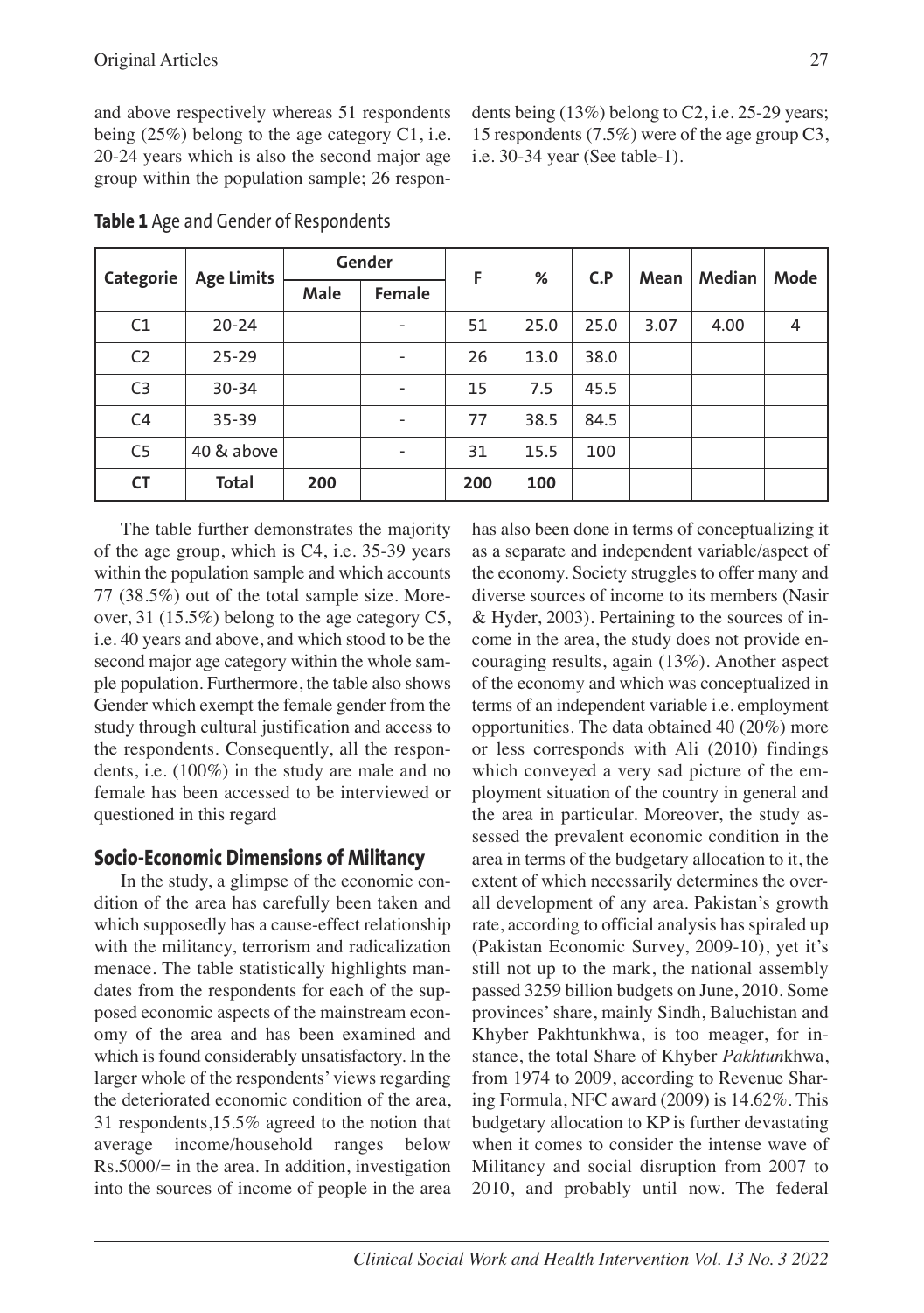and above respectively whereas 51 respondents being (25%) belong to the age category C1, i.e. 20-24 years which is also the second major age group within the population sample; 26 respondents being (13%) belong to C2, i.e. 25-29 years; 15 respondents (7.5%) were of the age group C3, i.e. 30-34 year (See table-1).

**Table 1** Age and Gender of Respondents

| Categorie | Age Limits | Gender | | F | % | C.P | Mean | Median | Mode |
|---|---|---|---|---|---|---|---|---|---|
| | | Male | Female | | | | | | |
| C1 | 20-24 | | - | 51 | 25.0 | 25.0 | 3.07 | 4.00 | 4 |
| C2 | 25-29 | | - | 26 | 13.0 | 38.0 | | | |
| C3 | 30-34 | | - | 15 | 7.5 | 45.5 | | | |
| C4 | 35-39 | | - | 77 | 38.5 | 84.5 | | | |
| C5 | 40 & above | | - | 31 | 15.5 | 100 | | | |
| **CT** | **Total** | **200** | | **200** | **100** | | | | |

The table further demonstrates the majority of the age group, which is C4, i.e. 35-39 years within the population sample and which accounts 77 (38.5%) out of the total sample size. Moreover, 31 (15.5%) belong to the age category C5, i.e. 40 years and above, and which stood to be the second major age category within the whole sample population. Furthermore, the table also shows Gender which exempt the female gender from the study through cultural justification and access to the respondents. Consequently, all the respondents, i.e. (100%) in the study are male and no female has been accessed to be interviewed or questioned in this regard

## Socio-Economic Dimensions of Militancy

In the study, a glimpse of the economic condition of the area has carefully been taken and which supposedly has a cause-effect relationship with the militancy, terrorism and radicalization menace. The table statistically highlights mandates from the respondents for each of the supposed economic aspects of the mainstream economy of the area and has been examined and which is found considerably unsatisfactory. In the larger whole of the respondents' views regarding the deteriorated economic condition of the area, 31 respondents,15.5% agreed to the notion that average income/household ranges below Rs.5000/= in the area. In addition, investigation into the sources of income of people in the area has also been done in terms of conceptualizing it as a separate and independent variable/aspect of the economy. Society struggles to offer many and diverse sources of income to its members (Nasir & Hyder, 2003). Pertaining to the sources of income in the area, the study does not provide encouraging results, again (13%). Another aspect of the economy and which was conceptualized in terms of an independent variable i.e. employment opportunities. The data obtained 40 (20%) more or less corresponds with Ali (2010) findings which conveyed a very sad picture of the employment situation of the country in general and the area in particular. Moreover, the study assessed the prevalent economic condition in the area in terms of the budgetary allocation to it, the extent of which necessarily determines the overall development of any area. Pakistan's growth rate, according to official analysis has spiraled up (Pakistan Economic Survey, 2009-10), yet it's still not up to the mark, the national assembly passed 3259 billion budgets on June, 2010. Some provinces' share, mainly Sindh, Baluchistan and Khyber Pakhtunkhwa, is too meager, for instance, the total Share of Khyber *Pakhtun*khwa, from 1974 to 2009, according to Revenue Sharing Formula, NFC award (2009) is 14.62%. This budgetary allocation to KP is further devastating when it comes to consider the intense wave of Militancy and social disruption from 2007 to 2010, and probably until now. The federal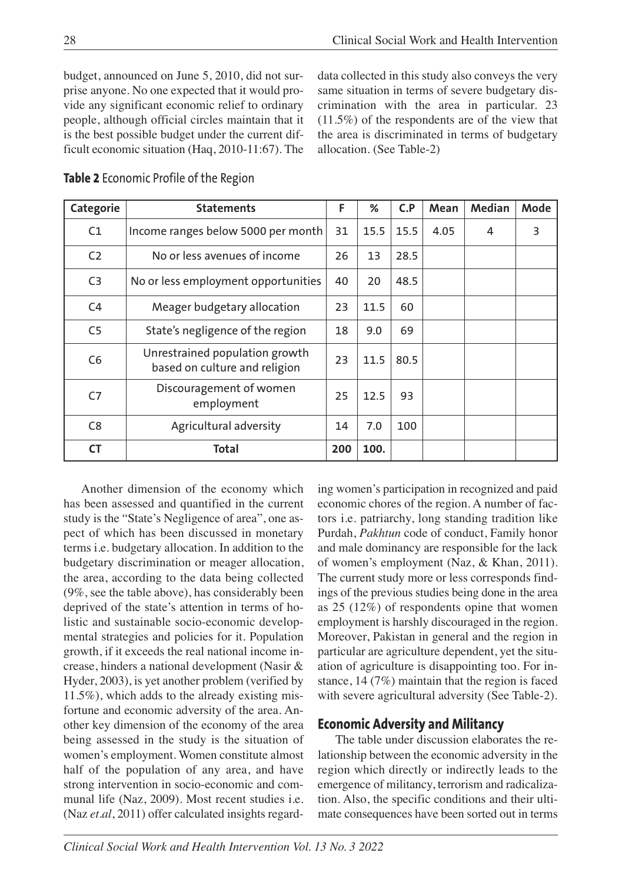budget, announced on June 5, 2010, did not surprise anyone. No one expected that it would provide any significant economic relief to ordinary people, although official circles maintain that it is the best possible budget under the current difficult economic situation (Haq, 2010-11:67). The data collected in this study also conveys the very same situation in terms of severe budgetary discrimination with the area in particular. 23 (11.5%) of the respondents are of the view that the area is discriminated in terms of budgetary allocation. (See Table-2)

**Table 2** Economic Profile of the Region

| Categorie | Statements | F | % | C.P | Mean | Median | Mode |
|---|---|---|---|---|---|---|---|
| C1 | Income ranges below 5000 per month | 31 | 15.5 | 15.5 | 4.05 | 4 | 3 |
| C2 | No or less avenues of income | 26 | 13 | 28.5 | | | |
| C3 | No or less employment opportunities | 40 | 20 | 48.5 | | | |
| C4 | Meager budgetary allocation | 23 | 11.5 | 60 | | | |
| C5 | State's negligence of the region | 18 | 9.0 | 69 | | | |
| C6 | Unrestrained population growth based on culture and religion | 23 | 11.5 | 80.5 | | | |
| C7 | Discouragement of women employment | 25 | 12.5 | 93 | | | |
| C8 | Agricultural adversity | 14 | 7.0 | 100 | | | |
| **CT** | **Total** | **200** | **100.** | | | | |

Another dimension of the economy which has been assessed and quantified in the current study is the "State's Negligence of area", one aspect of which has been discussed in monetary terms i.e. budgetary allocation. In addition to the budgetary discrimination or meager allocation, the area, according to the data being collected (9%, see the table above), has considerably been deprived of the state's attention in terms of holistic and sustainable socio-economic developmental strategies and policies for it. Population growth, if it exceeds the real national income increase, hinders a national development (Nasir & Hyder, 2003), is yet another problem (verified by 11.5%), which adds to the already existing misfortune and economic adversity of the area. Another key dimension of the economy of the area being assessed in the study is the situation of women's employment. Women constitute almost half of the population of any area, and have strong intervention in socio-economic and communal life (Naz, 2009). Most recent studies i.e. (Naz *et.al*, 2011) offer calculated insights regarding women's participation in recognized and paid economic chores of the region. A number of factors i.e. patriarchy, long standing tradition like Purdah, *Pakhtun* code of conduct, Family honor and male dominancy are responsible for the lack of women's employment (Naz, & Khan, 2011). The current study more or less corresponds findings of the previous studies being done in the area as 25 (12%) of respondents opine that women employment is harshly discouraged in the region. Moreover, Pakistan in general and the region in particular are agriculture dependent, yet the situation of agriculture is disappointing too. For instance, 14 (7%) maintain that the region is faced with severe agricultural adversity (See Table-2).

## Economic Adversity and Militancy

The table under discussion elaborates the relationship between the economic adversity in the region which directly or indirectly leads to the emergence of militancy, terrorism and radicalization. Also, the specific conditions and their ultimate consequences have been sorted out in terms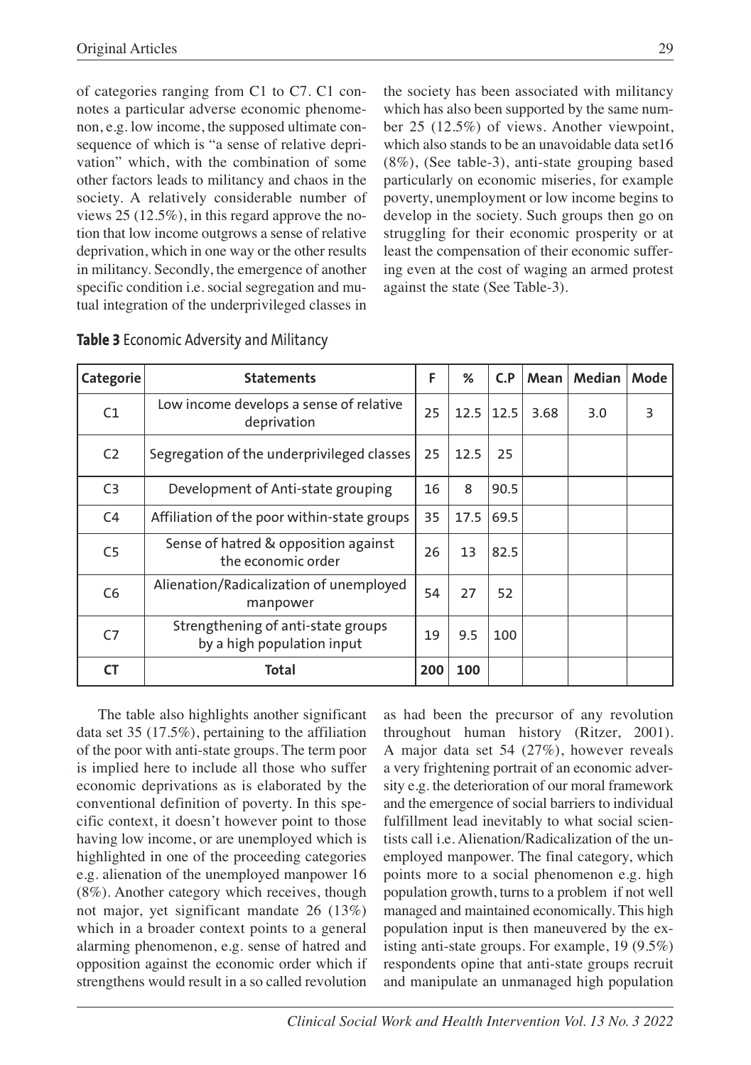of categories ranging from C1 to C7. C1 connotes a particular adverse economic phenomenon, e.g. low income, the supposed ultimate consequence of which is "a sense of relative deprivation" which, with the combination of some other factors leads to militancy and chaos in the society. A relatively considerable number of views 25 (12.5%), in this regard approve the notion that low income outgrows a sense of relative deprivation, which in one way or the other results in militancy. Secondly, the emergence of another specific condition i.e. social segregation and mutual integration of the underprivileged classes in the society has been associated with militancy which has also been supported by the same number 25 (12.5%) of views. Another viewpoint, which also stands to be an unavoidable data set16 (8%), (See table-3), anti-state grouping based particularly on economic miseries, for example poverty, unemployment or low income begins to develop in the society. Such groups then go on struggling for their economic prosperity or at least the compensation of their economic suffering even at the cost of waging an armed protest against the state (See Table-3).

**Table 3** Economic Adversity and Militancy

| Categorie | Statements | F | % | C.P | Mean | Median | Mode |
|---|---|---|---|---|---|---|---|
| C1 | Low income develops a sense of relative deprivation | 25 | 12.5 | 12.5 | 3.68 | 3.0 | 3 |
| C2 | Segregation of the underprivileged classes | 25 | 12.5 | 25 | | | |
| C3 | Development of Anti-state grouping | 16 | 8 | 90.5 | | | |
| C4 | Affiliation of the poor within-state groups | 35 | 17.5 | 69.5 | | | |
| C5 | Sense of hatred & opposition against the economic order | 26 | 13 | 82.5 | | | |
| C6 | Alienation/Radicalization of unemployed manpower | 54 | 27 | 52 | | | |
| C7 | Strengthening of anti-state groups by a high population input | 19 | 9.5 | 100 | | | |
| **CT** | **Total** | **200** | **100** | | | | |

The table also highlights another significant data set 35 (17.5%), pertaining to the affiliation of the poor with anti-state groups. The term poor is implied here to include all those who suffer economic deprivations as is elaborated by the conventional definition of poverty. In this specific context, it doesn't however point to those having low income, or are unemployed which is highlighted in one of the proceeding categories e.g. alienation of the unemployed manpower 16 (8%). Another category which receives, though not major, yet significant mandate 26 (13%) which in a broader context points to a general alarming phenomenon, e.g. sense of hatred and opposition against the economic order which if strengthens would result in a so called revolution as had been the precursor of any revolution throughout human history (Ritzer, 2001). A major data set 54 (27%), however reveals a very frightening portrait of an economic adversity e.g. the deterioration of our moral framework and the emergence of social barriers to individual fulfillment lead inevitably to what social scientists call i.e. Alienation/Radicalization of the unemployed manpower. The final category, which points more to a social phenomenon e.g. high population growth, turns to a problem if not well managed and maintained economically. This high population input is then maneuvered by the existing anti-state groups. For example, 19 (9.5%) respondents opine that anti-state groups recruit and manipulate an unmanaged high population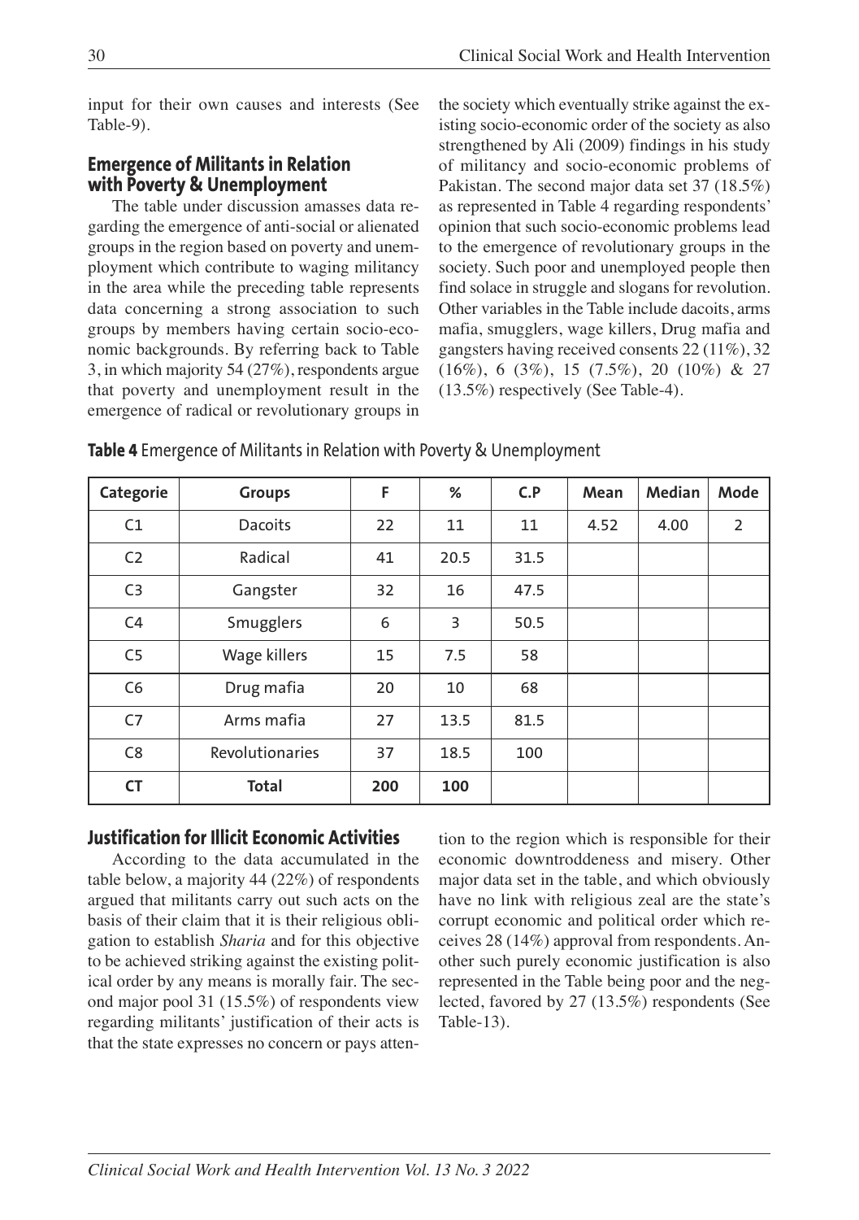input for their own causes and interests (See Table-9).

## Emergence of Militants in Relation with Poverty & Unemployment

The table under discussion amasses data regarding the emergence of anti-social or alienated groups in the region based on poverty and unemployment which contribute to waging militancy in the area while the preceding table represents data concerning a strong association to such groups by members having certain socio-economic backgrounds. By referring back to Table 3, in which majority 54 (27%), respondents argue that poverty and unemployment result in the emergence of radical or revolutionary groups in the society which eventually strike against the existing socio-economic order of the society as also strengthened by Ali (2009) findings in his study of militancy and socio-economic problems of Pakistan. The second major data set 37 (18.5%) as represented in Table 4 regarding respondents' opinion that such socio-economic problems lead to the emergence of revolutionary groups in the society. Such poor and unemployed people then find solace in struggle and slogans for revolution. Other variables in the Table include dacoits, arms mafia, smugglers, wage killers, Drug mafia and gangsters having received consents 22 (11%), 32 (16%), 6 (3%), 15 (7.5%), 20 (10%) & 27 (13.5%) respectively (See Table-4).

**Table 4** Emergence of Militants in Relation with Poverty & Unemployment

| Categorie | Groups | F | % | C.P | Mean | Median | Mode |
|---|---|---|---|---|---|---|---|
| C1 | Dacoits | 22 | 11 | 11 | 4.52 | 4.00 | 2 |
| C2 | Radical | 41 | 20.5 | 31.5 | | | |
| C3 | Gangster | 32 | 16 | 47.5 | | | |
| C4 | Smugglers | 6 | 3 | 50.5 | | | |
| C5 | Wage killers | 15 | 7.5 | 58 | | | |
| C6 | Drug mafia | 20 | 10 | 68 | | | |
| C7 | Arms mafia | 27 | 13.5 | 81.5 | | | |
| C8 | Revolutionaries | 37 | 18.5 | 100 | | | |
| **CT** | **Total** | **200** | **100** | | | | |

## Justification for Illicit Economic Activities

According to the data accumulated in the table below, a majority 44 (22%) of respondents argued that militants carry out such acts on the basis of their claim that it is their religious obligation to establish *Sharia* and for this objective to be achieved striking against the existing political order by any means is morally fair. The second major pool 31 (15.5%) of respondents view regarding militants' justification of their acts is that the state expresses no concern or pays attention to the region which is responsible for their economic downtroddeness and misery. Other major data set in the table, and which obviously have no link with religious zeal are the state's corrupt economic and political order which receives 28 (14%) approval from respondents. Another such purely economic justification is also represented in the Table being poor and the neglected, favored by 27 (13.5%) respondents (See Table-13).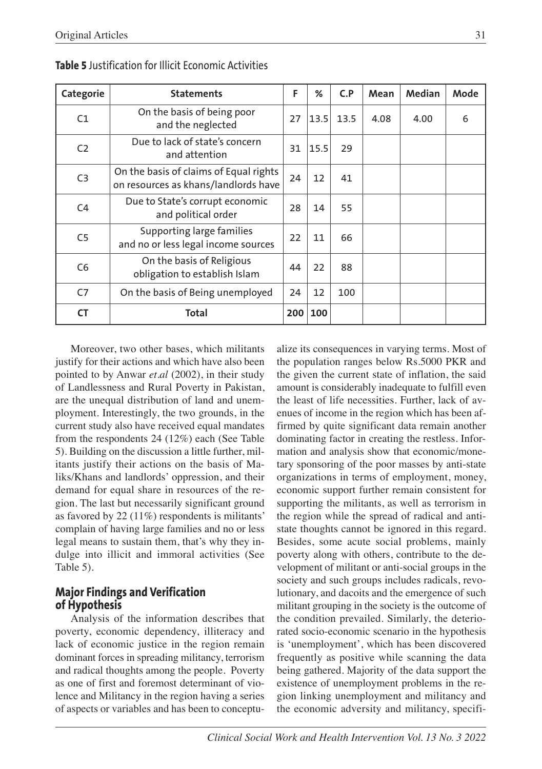**Table 5** Justification for Illicit Economic Activities

| Categorie | Statements | F | % | C.P | Mean | Median | Mode |
|---|---|---|---|---|---|---|---|
| C1 | On the basis of being poor and the neglected | 27 | 13.5 | 13.5 | 4.08 | 4.00 | 6 |
| C2 | Due to lack of state's concern and attention | 31 | 15.5 | 29 | | | |
| C3 | On the basis of claims of Equal rights on resources as khans/landlords have | 24 | 12 | 41 | | | |
| C4 | Due to State's corrupt economic and political order | 28 | 14 | 55 | | | |
| C5 | Supporting large families and no or less legal income sources | 22 | 11 | 66 | | | |
| C6 | On the basis of Religious obligation to establish Islam | 44 | 22 | 88 | | | |
| C7 | On the basis of Being unemployed | 24 | 12 | 100 | | | |
| **CT** | **Total** | **200** | **100** | | | | |

Moreover, two other bases, which militants justify for their actions and which have also been pointed to by Anwar *et.al* (2002), in their study of Landlessness and Rural Poverty in Pakistan, are the unequal distribution of land and unemployment. Interestingly, the two grounds, in the current study also have received equal mandates from the respondents 24 (12%) each (See Table 5). Building on the discussion a little further, militants justify their actions on the basis of Maliks/Khans and landlords' oppression, and their demand for equal share in resources of the region. The last but necessarily significant ground as favored by 22 (11%) respondents is militants' complain of having large families and no or less legal means to sustain them, that's why they indulge into illicit and immoral activities (See Table 5).

## Major Findings and Verification of Hypothesis

Analysis of the information describes that poverty, economic dependency, illiteracy and lack of economic justice in the region remain dominant forces in spreading militancy, terrorism and radical thoughts among the people. Poverty as one of first and foremost determinant of violence and Militancy in the region having a series of aspects or variables and has been to conceptualize its consequences in varying terms. Most of the population ranges below Rs.5000 PKR and the given the current state of inflation, the said amount is considerably inadequate to fulfill even the least of life necessities. Further, lack of avenues of income in the region which has been affirmed by quite significant data remain another dominating factor in creating the restless. Information and analysis show that economic/monetary sponsoring of the poor masses by anti-state organizations in terms of employment, money, economic support further remain consistent for supporting the militants, as well as terrorism in the region while the spread of radical and anti-state thoughts cannot be ignored in this regard. Besides, some acute social problems, mainly poverty along with others, contribute to the development of militant or anti-social groups in the society and such groups includes radicals, revolutionary, and dacoits and the emergence of such militant grouping in the society is the outcome of the condition prevailed. Similarly, the deteriorated socio-economic scenario in the hypothesis is 'unemployment', which has been discovered frequently as positive while scanning the data being gathered. Majority of the data support the existence of unemployment problems in the region linking unemployment and militancy and the economic adversity and militancy, specifi-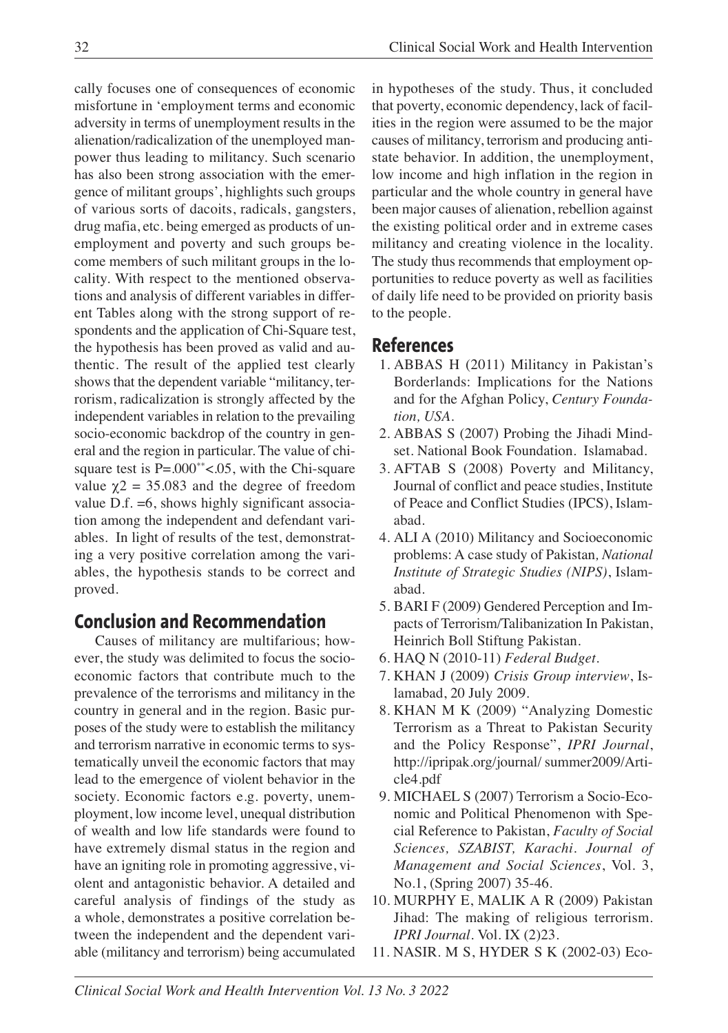cally focuses one of consequences of economic misfortune in 'employment terms and economic adversity in terms of unemployment results in the alienation/radicalization of the unemployed manpower thus leading to militancy. Such scenario has also been strong association with the emergence of militant groups', highlights such groups of various sorts of dacoits, radicals, gangsters, drug mafia, etc. being emerged as products of unemployment and poverty and such groups become members of such militant groups in the locality. With respect to the mentioned observations and analysis of different variables in different Tables along with the strong support of respondents and the application of Chi-Square test, the hypothesis has been proved as valid and authentic. The result of the applied test clearly shows that the dependent variable "militancy, terrorism, radicalization is strongly affected by the independent variables in relation to the prevailing socio-economic backdrop of the country in general and the region in particular. The value of chi-square test is $P=.000^{**}<.05$, with the Chi-square value $\chi2 = 35.083$ and the degree of freedom value D.f. =6, shows highly significant association among the independent and defendant variables. In light of results of the test, demonstrating a very positive correlation among the variables, the hypothesis stands to be correct and proved.

## Conclusion and Recommendation

Causes of militancy are multifarious; however, the study was delimited to focus the socio-economic factors that contribute much to the prevalence of the terrorisms and militancy in the country in general and in the region. Basic purposes of the study were to establish the militancy and terrorism narrative in economic terms to systematically unveil the economic factors that may lead to the emergence of violent behavior in the society. Economic factors e.g. poverty, unemployment, low income level, unequal distribution of wealth and low life standards were found to have extremely dismal status in the region and have an igniting role in promoting aggressive, violent and antagonistic behavior. A detailed and careful analysis of findings of the study as a whole, demonstrates a positive correlation between the independent and the dependent variable (militancy and terrorism) being accumulated in hypotheses of the study. Thus, it concluded that poverty, economic dependency, lack of facilities in the region were assumed to be the major causes of militancy, terrorism and producing anti-state behavior. In addition, the unemployment, low income and high inflation in the region in particular and the whole country in general have been major causes of alienation, rebellion against the existing political order and in extreme cases militancy and creating violence in the locality. The study thus recommends that employment opportunities to reduce poverty as well as facilities of daily life need to be provided on priority basis to the people.

## References

1. ABBAS H (2011) Militancy in Pakistan's Borderlands: Implications for the Nations and for the Afghan Policy, *Century Foundation, USA*.
2. ABBAS S (2007) Probing the Jihadi Mindset. National Book Foundation. Islamabad.
3. AFTAB S (2008) Poverty and Militancy, Journal of conflict and peace studies, Institute of Peace and Conflict Studies (IPCS), Islamabad.
4. ALI A (2010) Militancy and Socioeconomic problems: A case study of Pakistan*, National Institute of Strategic Studies (NIPS)*, Islamabad.
5. BARI F (2009) Gendered Perception and Impacts of Terrorism/Talibanization In Pakistan, Heinrich Boll Stiftung Pakistan.
6. HAQ N (2010-11) *Federal Budget*.
7. KHAN J (2009) *Crisis Group interview*, Islamabad, 20 July 2009.
8. KHAN M K (2009) "Analyzing Domestic Terrorism as a Threat to Pakistan Security and the Policy Response", *IPRI Journal*, http://ipripak.org/journal/ summer2009/Article4.pdf
9. MICHAEL S (2007) Terrorism a Socio-Economic and Political Phenomenon with Special Reference to Pakistan, *Faculty of Social Sciences, SZABIST, Karachi. Journal of Management and Social Sciences*, Vol. 3, No.1, (Spring 2007) 35-46.
10. MURPHY E, MALIK A R (2009) Pakistan Jihad: The making of religious terrorism. *IPRI Journal*. Vol. IX (2)23.
11. NASIR. M S, HYDER S K (2002-03) Eco-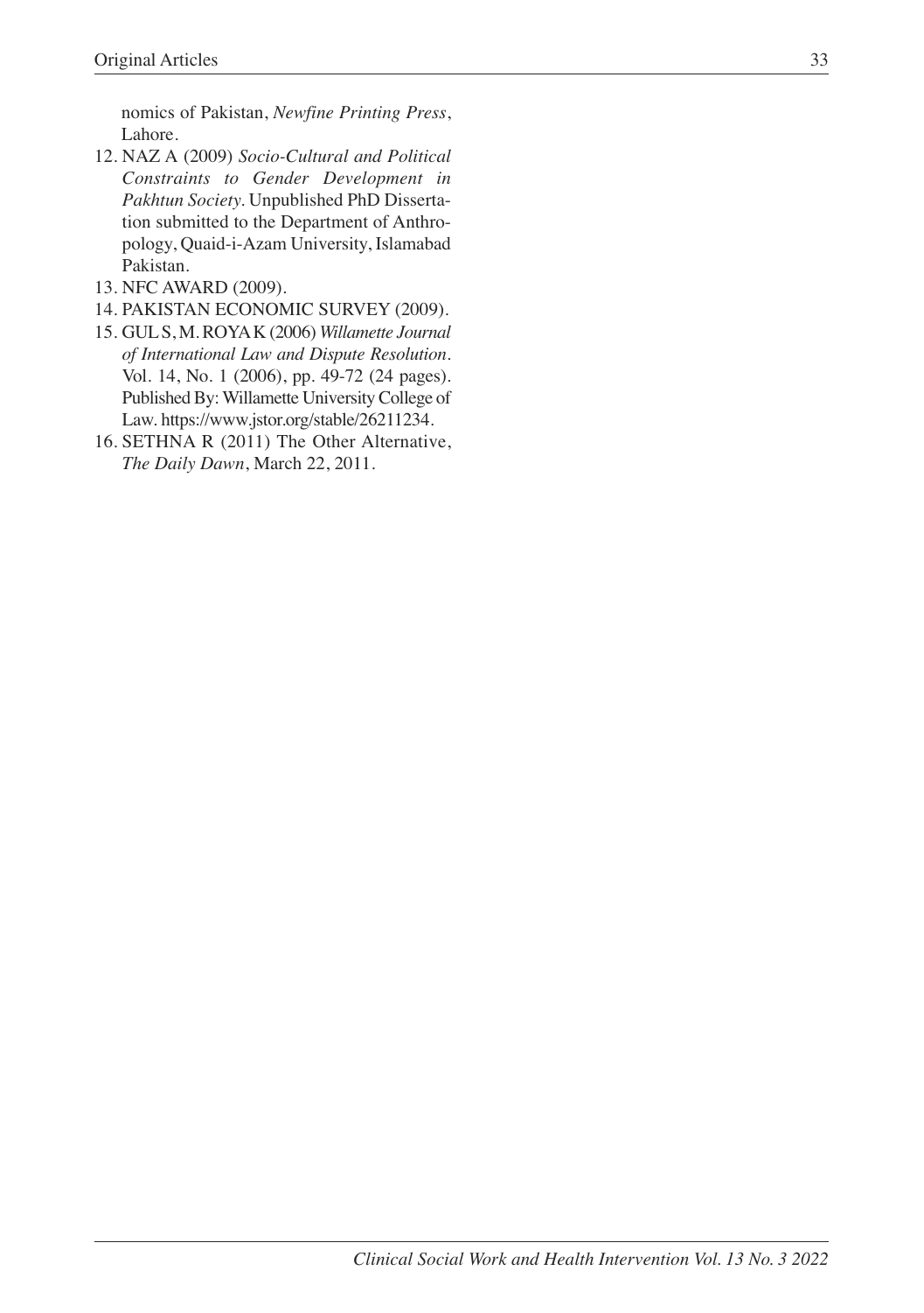nomics of Pakistan, *Newfine Printing Press*, Lahore.

12. NAZ A (2009) *Socio-Cultural and Political Constraints to Gender Development in Pakhtun Society*. Unpublished PhD Dissertation submitted to the Department of Anthropology, Quaid-i-Azam University, Islamabad Pakistan.
13. NFC AWARD (2009).
14. PAKISTAN ECONOMIC SURVEY (2009).
15. GUL S, M. ROYA K (2006) *Willamette Journal of International Law and Dispute Resolution*. Vol. 14, No. 1 (2006), pp. 49-72 (24 pages). Published By: Willamette University College of Law. https://www.jstor.org/stable/26211234.
16. SETHNA R (2011) The Other Alternative, *The Daily Dawn*, March 22, 2011.